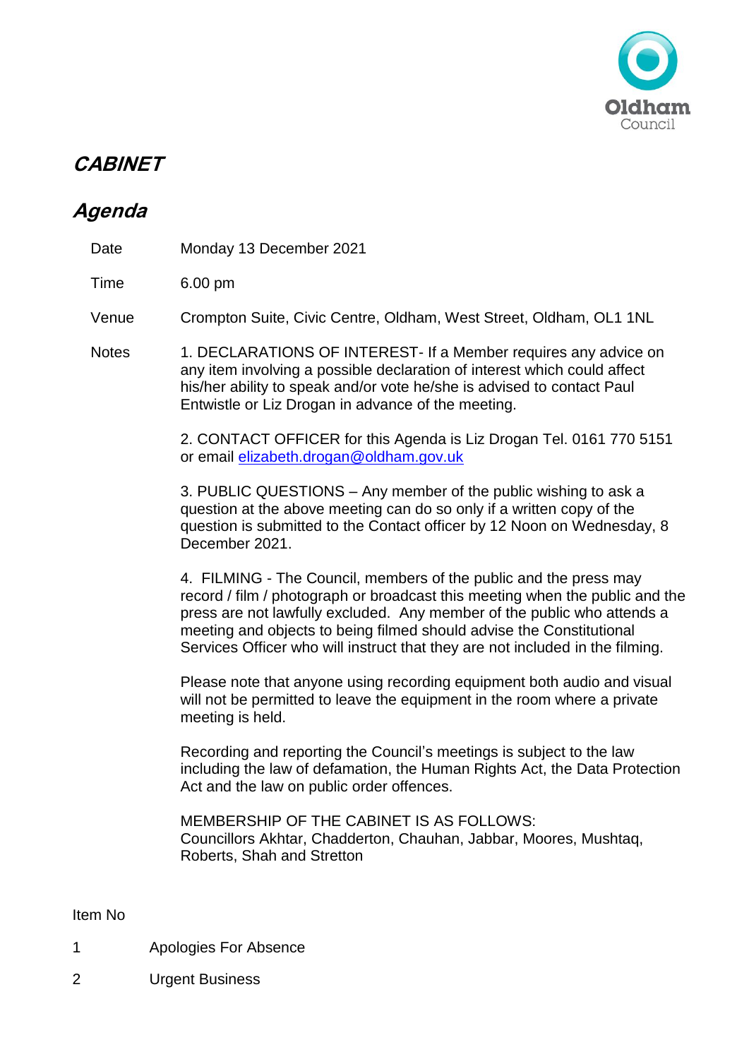Oldham Council

# CABINET

## Agenda

| | |
|---|---|
| Date | Monday 13 December 2021 |
| Time | 6.00 pm |
| Venue | Crompton Suite, Civic Centre, Oldham, West Street, Oldham, OL1 1NL |

Notes

1. DECLARATIONS OF INTEREST- If a Member requires any advice on any item involving a possible declaration of interest which could affect his/her ability to speak and/or vote he/she is advised to contact Paul Entwistle or Liz Drogan in advance of the meeting.

2. CONTACT OFFICER for this Agenda is Liz Drogan Tel. 0161 770 5151 or email elizabeth.drogan@oldham.gov.uk

3. PUBLIC QUESTIONS – Any member of the public wishing to ask a question at the above meeting can do so only if a written copy of the question is submitted to the Contact officer by 12 Noon on Wednesday, 8 December 2021.

4. FILMING - The Council, members of the public and the press may record / film / photograph or broadcast this meeting when the public and the press are not lawfully excluded. Any member of the public who attends a meeting and objects to being filmed should advise the Constitutional Services Officer who will instruct that they are not included in the filming.

Please note that anyone using recording equipment both audio and visual will not be permitted to leave the equipment in the room where a private meeting is held.

Recording and reporting the Council's meetings is subject to the law including the law of defamation, the Human Rights Act, the Data Protection Act and the law on public order offences.

MEMBERSHIP OF THE CABINET IS AS FOLLOWS:
Councillors Akhtar, Chadderton, Chauhan, Jabbar, Moores, Mushtaq, Roberts, Shah and Stretton

Item No

1 Apologies For Absence

2 Urgent Business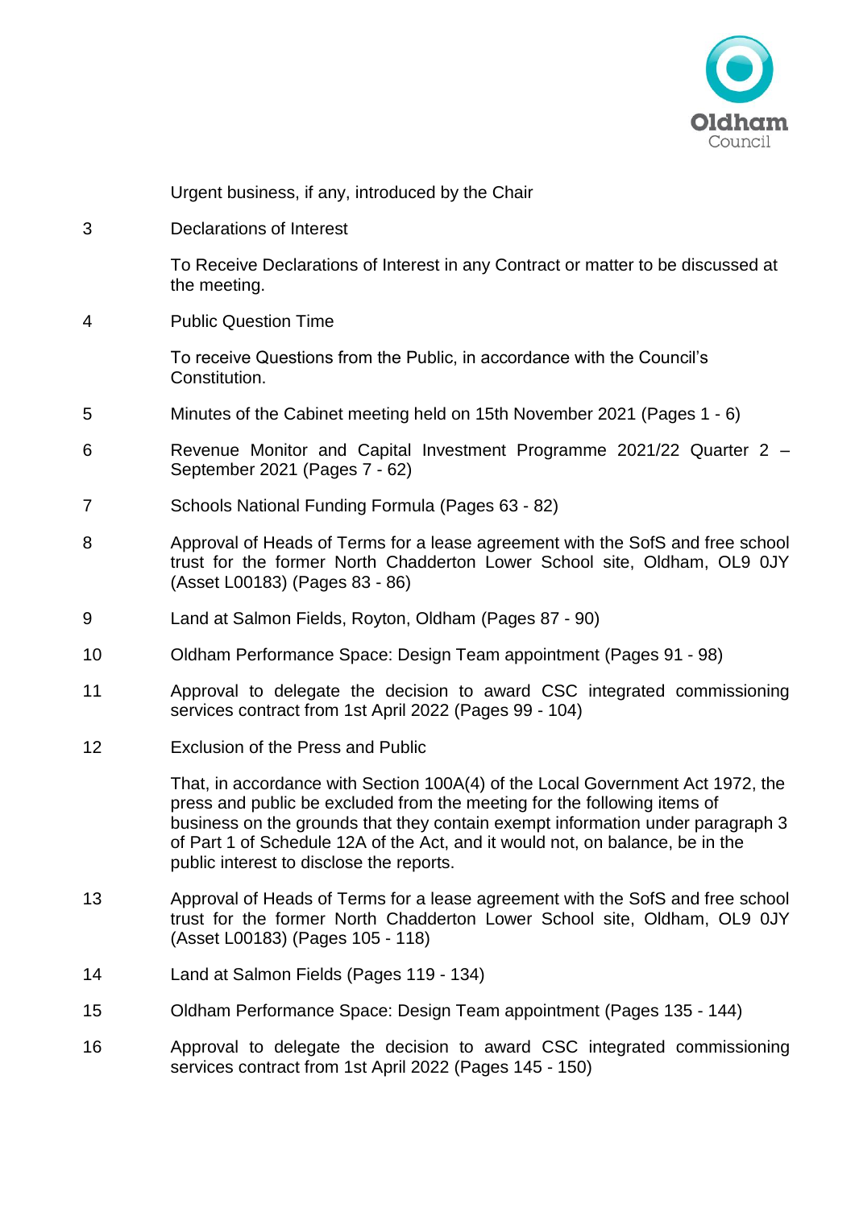Urgent business, if any, introduced by the Chair

3 Declarations of Interest

To Receive Declarations of Interest in any Contract or matter to be discussed at the meeting.

4 Public Question Time

To receive Questions from the Public, in accordance with the Council's Constitution.

5 Minutes of the Cabinet meeting held on 15th November 2021 (Pages 1 - 6)

6 Revenue Monitor and Capital Investment Programme 2021/22 Quarter 2 – September 2021 (Pages 7 - 62)

7 Schools National Funding Formula (Pages 63 - 82)

8 Approval of Heads of Terms for a lease agreement with the SofS and free school trust for the former North Chadderton Lower School site, Oldham, OL9 0JY (Asset L00183) (Pages 83 - 86)

9 Land at Salmon Fields, Royton, Oldham (Pages 87 - 90)

10 Oldham Performance Space: Design Team appointment (Pages 91 - 98)

11 Approval to delegate the decision to award CSC integrated commissioning services contract from 1st April 2022 (Pages 99 - 104)

12 Exclusion of the Press and Public

That, in accordance with Section 100A(4) of the Local Government Act 1972, the press and public be excluded from the meeting for the following items of business on the grounds that they contain exempt information under paragraph 3 of Part 1 of Schedule 12A of the Act, and it would not, on balance, be in the public interest to disclose the reports.

13 Approval of Heads of Terms for a lease agreement with the SofS and free school trust for the former North Chadderton Lower School site, Oldham, OL9 0JY (Asset L00183) (Pages 105 - 118)

14 Land at Salmon Fields (Pages 119 - 134)

15 Oldham Performance Space: Design Team appointment (Pages 135 - 144)

16 Approval to delegate the decision to award CSC integrated commissioning services contract from 1st April 2022 (Pages 145 - 150)